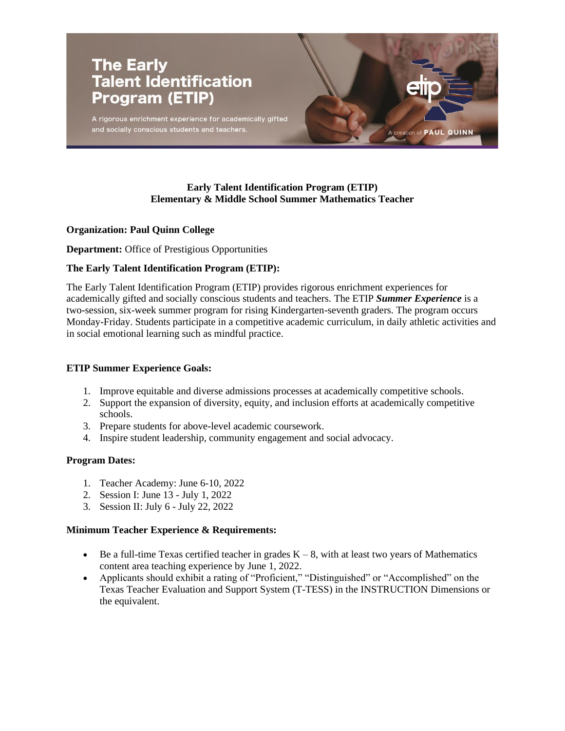# The Early Talent Identification Program (ETIP)

A rigorous enrichment experience for academically gifted and socially conscious students and teachers.

A creation of PAUL QUINN

## Early Talent Identification Program (ETIP)
## Elementary & Middle School Summer Mathematics Teacher

**Organization: Paul Quinn College**

**Department:** Office of Prestigious Opportunities

**The Early Talent Identification Program (ETIP):**

The Early Talent Identification Program (ETIP) provides rigorous enrichment experiences for academically gifted and socially conscious students and teachers. The ETIP ***Summer Experience*** is a two-session, six-week summer program for rising Kindergarten-seventh graders. The program occurs Monday-Friday. Students participate in a competitive academic curriculum, in daily athletic activities and in social emotional learning such as mindful practice.

**ETIP Summer Experience Goals:**

1. Improve equitable and diverse admissions processes at academically competitive schools.
2. Support the expansion of diversity, equity, and inclusion efforts at academically competitive schools.
3. Prepare students for above-level academic coursework.
4. Inspire student leadership, community engagement and social advocacy.

**Program Dates:**

1. Teacher Academy: June 6-10, 2022
2. Session I: June 13 - July 1, 2022
3. Session II: July 6 - July 22, 2022

**Minimum Teacher Experience & Requirements:**

- Be a full-time Texas certified teacher in grades K – 8, with at least two years of Mathematics content area teaching experience by June 1, 2022.
- Applicants should exhibit a rating of "Proficient," "Distinguished" or "Accomplished" on the Texas Teacher Evaluation and Support System (T-TESS) in the INSTRUCTION Dimensions or the equivalent.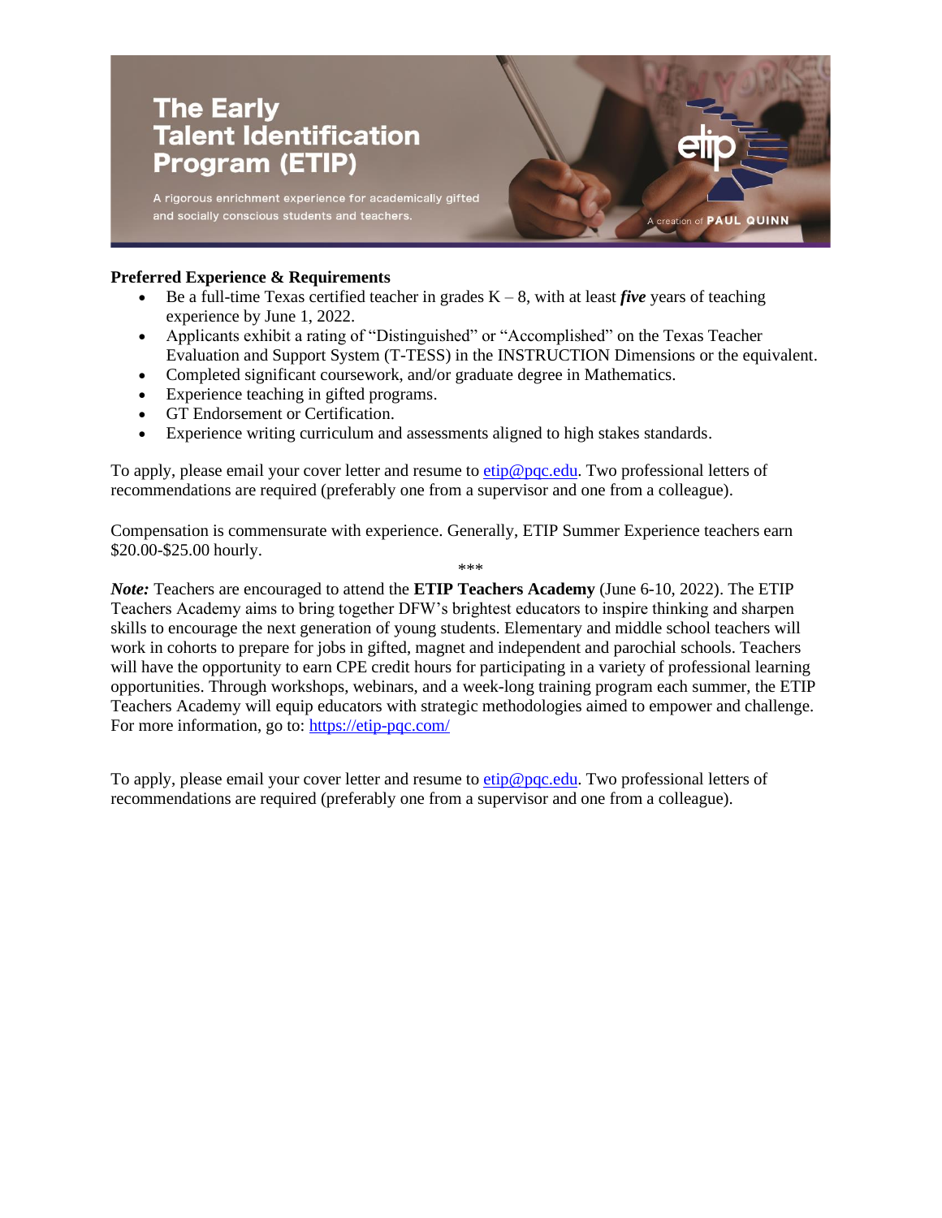# The Early Talent Identification Program (ETIP)

A rigorous enrichment experience for academically gifted and socially conscious students and teachers.

A creation of PAUL QUINN

**Preferred Experience & Requirements**

- Be a full-time Texas certified teacher in grades K – 8, with at least ***five*** years of teaching experience by June 1, 2022.
- Applicants exhibit a rating of "Distinguished" or "Accomplished" on the Texas Teacher Evaluation and Support System (T-TESS) in the INSTRUCTION Dimensions or the equivalent.
- Completed significant coursework, and/or graduate degree in Mathematics.
- Experience teaching in gifted programs.
- GT Endorsement or Certification.
- Experience writing curriculum and assessments aligned to high stakes standards.

To apply, please email your cover letter and resume to etip@pqc.edu. Two professional letters of recommendations are required (preferably one from a supervisor and one from a colleague).

Compensation is commensurate with experience. Generally, ETIP Summer Experience teachers earn $20.00-$25.00 hourly.

***

***Note:*** Teachers are encouraged to attend the **ETIP Teachers Academy** (June 6-10, 2022). The ETIP Teachers Academy aims to bring together DFW's brightest educators to inspire thinking and sharpen skills to encourage the next generation of young students. Elementary and middle school teachers will work in cohorts to prepare for jobs in gifted, magnet and independent and parochial schools. Teachers will have the opportunity to earn CPE credit hours for participating in a variety of professional learning opportunities. Through workshops, webinars, and a week-long training program each summer, the ETIP Teachers Academy will equip educators with strategic methodologies aimed to empower and challenge. For more information, go to: https://etip-pqc.com/

To apply, please email your cover letter and resume to etip@pqc.edu. Two professional letters of recommendations are required (preferably one from a supervisor and one from a colleague).